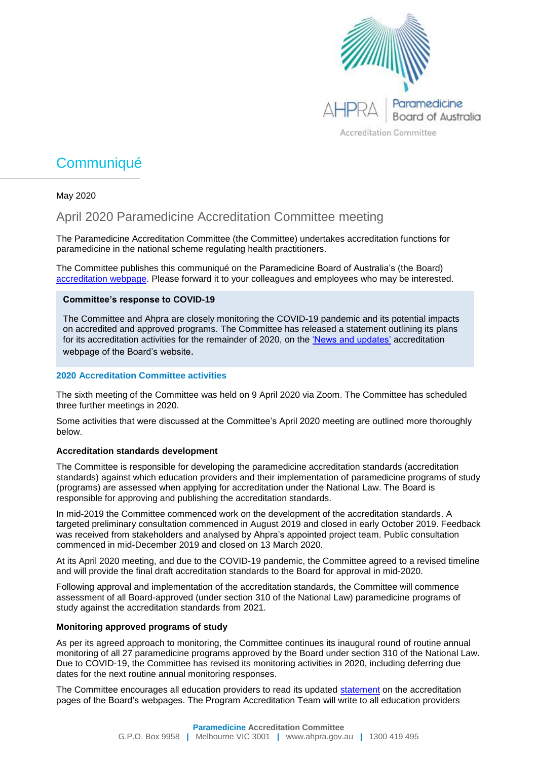# Communiqué

May 2020

## April 2020 Paramedicine Accreditation Committee meeting

The Paramedicine Accreditation Committee (the Committee) undertakes accreditation functions for paramedicine in the national scheme regulating health practitioners.

The Committee publishes this communiqué on the Paramedicine Board of Australia's (the Board) accreditation webpage. Please forward it to your colleagues and employees who may be interested.

> **Committee's response to COVID-19**
>
> The Committee and Ahpra are closely monitoring the COVID-19 pandemic and its potential impacts on accredited and approved programs. The Committee has released a statement outlining its plans for its accreditation activities for the remainder of 2020, on the 'News and updates' accreditation webpage of the Board's website.

### 2020 Accreditation Committee activities

The sixth meeting of the Committee was held on 9 April 2020 via Zoom. The Committee has scheduled three further meetings in 2020.

Some activities that were discussed at the Committee's April 2020 meeting are outlined more thoroughly below.

#### Accreditation standards development

The Committee is responsible for developing the paramedicine accreditation standards (accreditation standards) against which education providers and their implementation of paramedicine programs of study (programs) are assessed when applying for accreditation under the National Law. The Board is responsible for approving and publishing the accreditation standards.

In mid-2019 the Committee commenced work on the development of the accreditation standards. A targeted preliminary consultation commenced in August 2019 and closed in early October 2019. Feedback was received from stakeholders and analysed by Ahpra's appointed project team. Public consultation commenced in mid-December 2019 and closed on 13 March 2020.

At its April 2020 meeting, and due to the COVID-19 pandemic, the Committee agreed to a revised timeline and will provide the final draft accreditation standards to the Board for approval in mid-2020.

Following approval and implementation of the accreditation standards, the Committee will commence assessment of all Board-approved (under section 310 of the National Law) paramedicine programs of study against the accreditation standards from 2021.

#### Monitoring approved programs of study

As per its agreed approach to monitoring, the Committee continues its inaugural round of routine annual monitoring of all 27 paramedicine programs approved by the Board under section 310 of the National Law. Due to COVID-19, the Committee has revised its monitoring activities in 2020, including deferring due dates for the next routine annual monitoring responses.

The Committee encourages all education providers to read its updated statement on the accreditation pages of the Board's webpages. The Program Accreditation Team will write to all education providers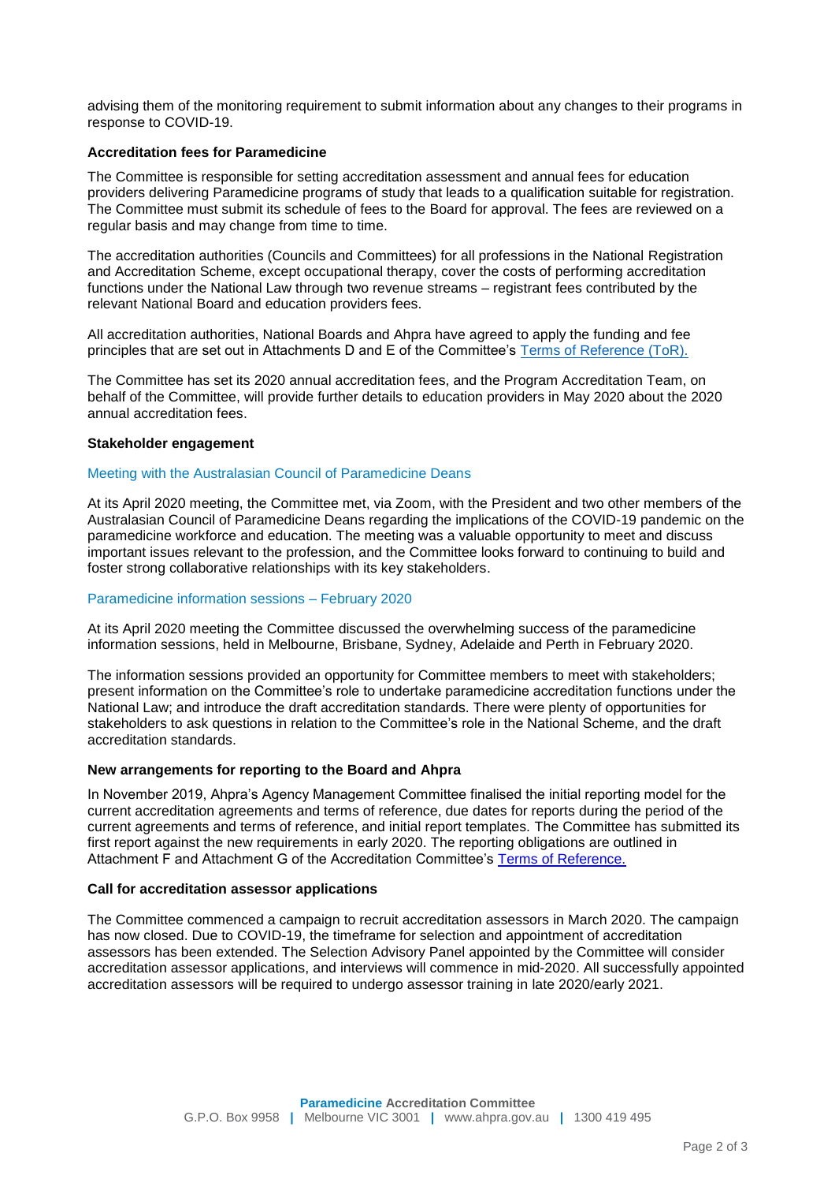advising them of the monitoring requirement to submit information about any changes to their programs in response to COVID-19.

**Accreditation fees for Paramedicine**

The Committee is responsible for setting accreditation assessment and annual fees for education providers delivering Paramedicine programs of study that leads to a qualification suitable for registration. The Committee must submit its schedule of fees to the Board for approval. The fees are reviewed on a regular basis and may change from time to time.

The accreditation authorities (Councils and Committees) for all professions in the National Registration and Accreditation Scheme, except occupational therapy, cover the costs of performing accreditation functions under the National Law through two revenue streams – registrant fees contributed by the relevant National Board and education providers fees.

All accreditation authorities, National Boards and Ahpra have agreed to apply the funding and fee principles that are set out in Attachments D and E of the Committee's [Terms of Reference (ToR).]

The Committee has set its 2020 annual accreditation fees, and the Program Accreditation Team, on behalf of the Committee, will provide further details to education providers in May 2020 about the 2020 annual accreditation fees.

**Stakeholder engagement**

Meeting with the Australasian Council of Paramedicine Deans

At its April 2020 meeting, the Committee met, via Zoom, with the President and two other members of the Australasian Council of Paramedicine Deans regarding the implications of the COVID-19 pandemic on the paramedicine workforce and education. The meeting was a valuable opportunity to meet and discuss important issues relevant to the profession, and the Committee looks forward to continuing to build and foster strong collaborative relationships with its key stakeholders.

Paramedicine information sessions – February 2020

At its April 2020 meeting the Committee discussed the overwhelming success of the paramedicine information sessions, held in Melbourne, Brisbane, Sydney, Adelaide and Perth in February 2020.

The information sessions provided an opportunity for Committee members to meet with stakeholders; present information on the Committee's role to undertake paramedicine accreditation functions under the National Law; and introduce the draft accreditation standards. There were plenty of opportunities for stakeholders to ask questions in relation to the Committee's role in the National Scheme, and the draft accreditation standards.

**New arrangements for reporting to the Board and Ahpra**

In November 2019, Ahpra's Agency Management Committee finalised the initial reporting model for the current accreditation agreements and terms of reference, due dates for reports during the period of the current agreements and terms of reference, and initial report templates. The Committee has submitted its first report against the new requirements in early 2020. The reporting obligations are outlined in Attachment F and Attachment G of the Accreditation Committee's [Terms of Reference.]

**Call for accreditation assessor applications**

The Committee commenced a campaign to recruit accreditation assessors in March 2020. The campaign has now closed. Due to COVID-19, the timeframe for selection and appointment of accreditation assessors has been extended. The Selection Advisory Panel appointed by the Committee will consider accreditation assessor applications, and interviews will commence in mid-2020. All successfully appointed accreditation assessors will be required to undergo assessor training in late 2020/early 2021.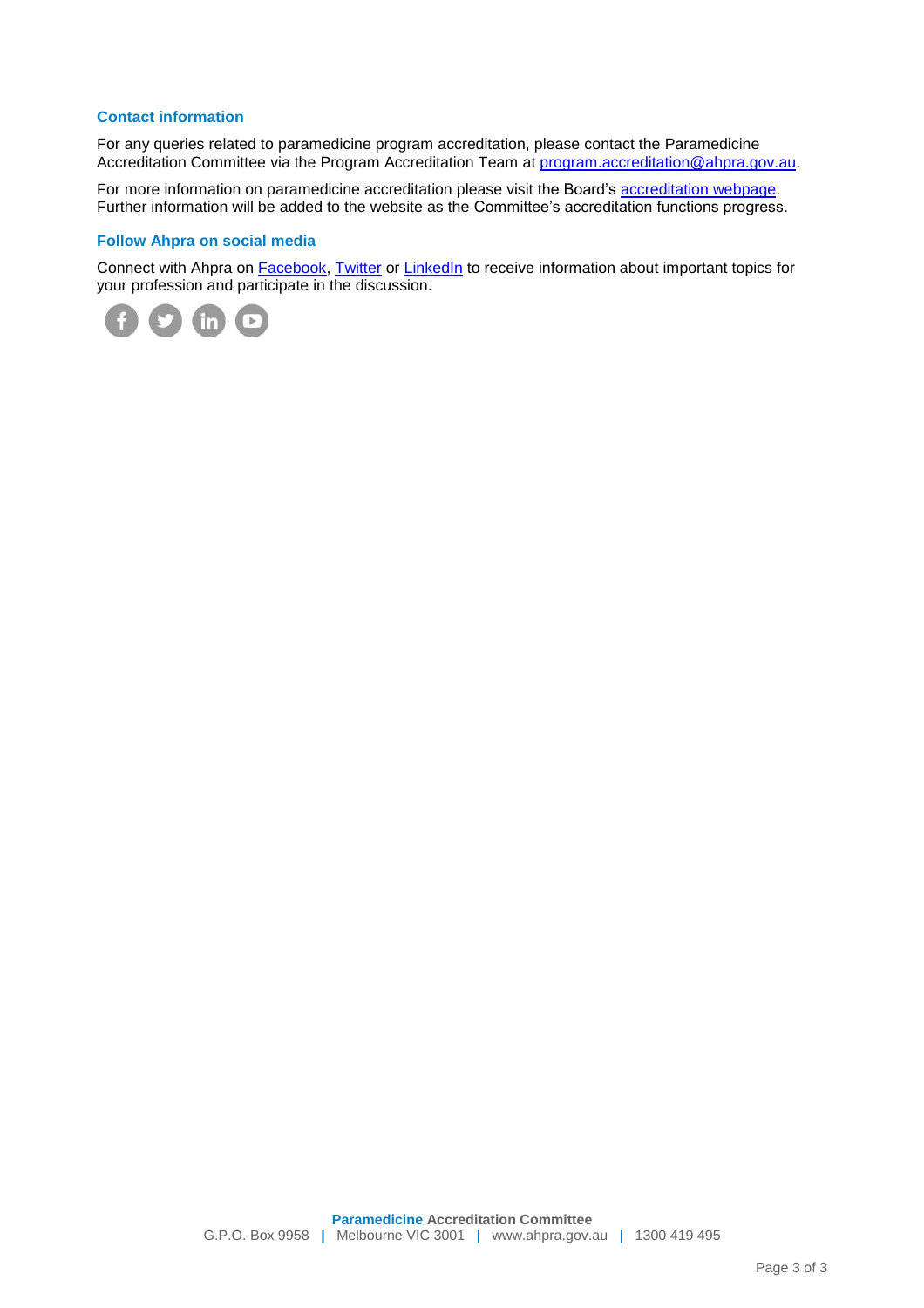### Contact information

For any queries related to paramedicine program accreditation, please contact the Paramedicine Accreditation Committee via the Program Accreditation Team at program.accreditation@ahpra.gov.au.

For more information on paramedicine accreditation please visit the Board's accreditation webpage. Further information will be added to the website as the Committee's accreditation functions progress.

### Follow Ahpra on social media

Connect with Ahpra on Facebook, Twitter or LinkedIn to receive information about important topics for your profession and participate in the discussion.

**Paramedicine Accreditation Committee**
G.P.O. Box 9958 | Melbourne VIC 3001 | www.ahpra.gov.au | 1300 419 495